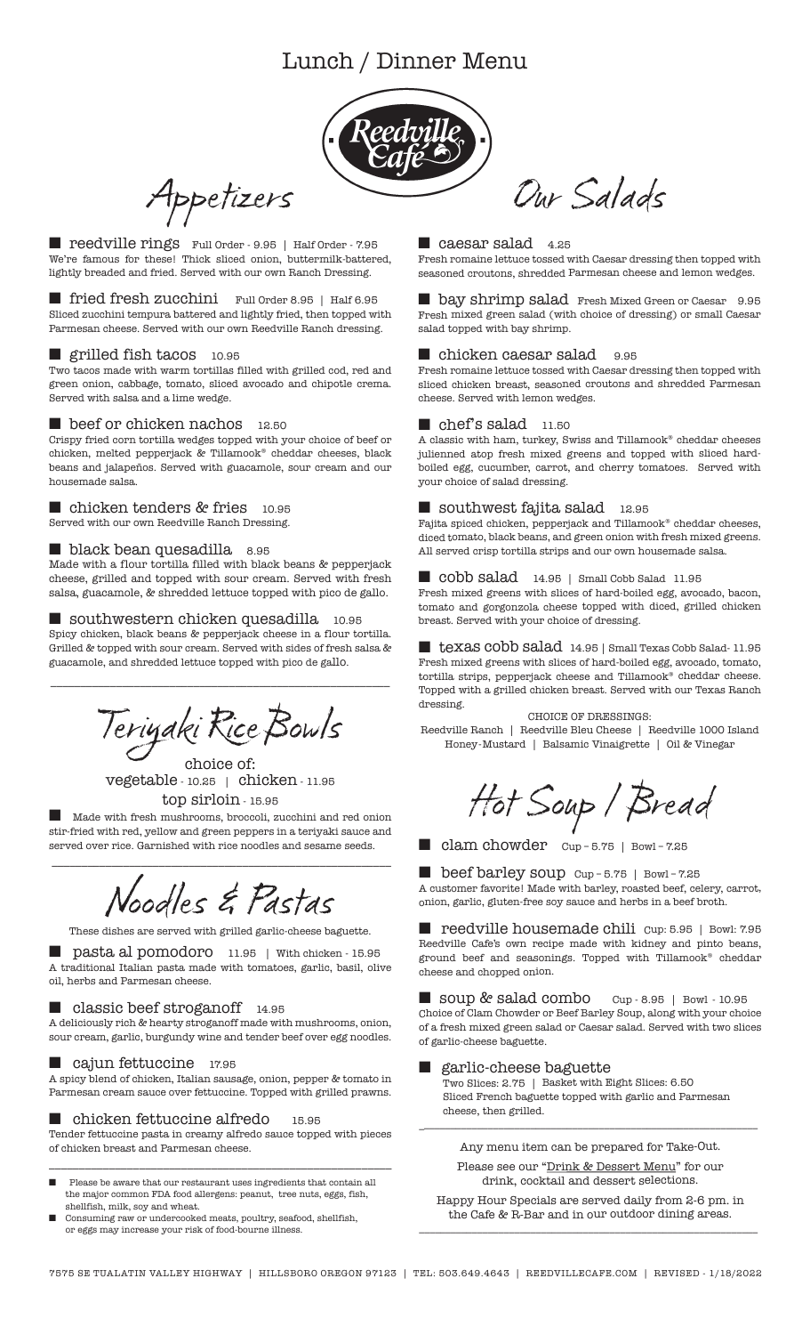# Lunch / Dinner Menu

## Appetizers

**reedville rings** Full Order - 9.95 | Half Order - 7.95
We're famous for these! Thick sliced onion, buttermilk-battered, lightly breaded and fried. Served with our own Ranch Dressing.

**fried fresh zucchini** Full Order 8.95 | Half 6.95
Sliced zucchini tempura battered and lightly fried, then topped with Parmesan cheese. Served with our own Reedville Ranch dressing.

**grilled fish tacos** 10.95
Two tacos made with warm tortillas filled with grilled cod, red and green onion, cabbage, tomato, sliced avocado and chipotle crema. Served with salsa and a lime wedge.

**beef or chicken nachos** 12.50
Crispy fried corn tortilla wedges topped with your choice of beef or chicken, melted pepperjack & Tillamook® cheddar cheeses, black beans and jalapeños. Served with guacamole, sour cream and our housemade salsa.

**chicken tenders & fries** 10.95
Served with our own Reedville Ranch Dressing.

**black bean quesadilla** 8.95
Made with a flour tortilla filled with black beans & pepperjack cheese, grilled and topped with sour cream. Served with fresh salsa, guacamole, & shredded lettuce topped with pico de gallo.

**southwestern chicken quesadilla** 10.95
Spicy chicken, black beans & pepperjack cheese in a flour tortilla. Grilled & topped with sour cream. Served with sides of fresh salsa & guacamole, and shredded lettuce topped with pico de gallo.

## Teriyaki Rice Bowls

choice of:
vegetable - 10.25 | chicken - 11.95
top sirloin - 15.95

Made with fresh mushrooms, broccoli, zucchini and red onion stir-fried with red, yellow and green peppers in a teriyaki sauce and served over rice. Garnished with rice noodles and sesame seeds.

## Noodles & Pastas

These dishes are served with grilled garlic-cheese baguette.

**pasta al pomodoro** 11.95 | With chicken - 15.95
A traditional Italian pasta made with tomatoes, garlic, basil, olive oil, herbs and Parmesan cheese.

**classic beef stroganoff** 14.95
A deliciously rich & hearty stroganoff made with mushrooms, onion, sour cream, garlic, burgundy wine and tender beef over egg noodles.

**cajun fettuccine** 17.95
A spicy blend of chicken, Italian sausage, onion, pepper & tomato in Parmesan cream sauce over fettuccine. Topped with grilled prawns.

**chicken fettuccine alfredo** 15.95
Tender fettuccine pasta in creamy alfredo sauce topped with pieces of chicken breast and Parmesan cheese.

- Please be aware that our restaurant uses ingredients that contain all the major common FDA food allergens: peanut, tree nuts, eggs, fish, shellfish, milk, soy and wheat.
- Consuming raw or undercooked meats, poultry, seafood, shellfish, or eggs may increase your risk of food-bourne illness.

## Our Salads

**caesar salad** 4.25
Fresh romaine lettuce tossed with Caesar dressing then topped with seasoned croutons, shredded Parmesan cheese and lemon wedges.

**bay shrimp salad** Fresh Mixed Green or Caesar 9.95
Fresh mixed green salad (with choice of dressing) or small Caesar salad topped with bay shrimp.

**chicken caesar salad** 9.95
Fresh romaine lettuce tossed with Caesar dressing then topped with sliced chicken breast, seasoned croutons and shredded Parmesan cheese. Served with lemon wedges.

**chef's salad** 11.50
A classic with ham, turkey, Swiss and Tillamook® cheddar cheeses julienned atop fresh mixed greens and topped with sliced hard-boiled egg, cucumber, carrot, and cherry tomatoes. Served with your choice of salad dressing.

**southwest fajita salad** 12.95
Fajita spiced chicken, pepperjack and Tillamook® cheddar cheeses, diced tomato, black beans, and green onion with fresh mixed greens. All served crisp tortilla strips and our own housemade salsa.

**cobb salad** 14.95 | Small Cobb Salad 11.95
Fresh mixed greens with slices of hard-boiled egg, avocado, bacon, tomato and gorgonzola cheese topped with diced, grilled chicken breast. Served with your choice of dressing.

**texas cobb salad** 14.95 | Small Texas Cobb Salad- 11.95
Fresh mixed greens with slices of hard-boiled egg, avocado, tomato, tortilla strips, pepperjack cheese and Tillamook® cheddar cheese. Topped with a grilled chicken breast. Served with our Texas Ranch dressing.

CHOICE OF DRESSINGS:
Reedville Ranch | Reedville Bleu Cheese | Reedville 1000 Island
Honey-Mustard | Balsamic Vinaigrette | Oil & Vinegar

## Hot Soup / Bread

**clam chowder** Cup – 5.75 | Bowl – 7.25

**beef barley soup** Cup – 5.75 | Bowl – 7.25
A customer favorite! Made with barley, roasted beef, celery, carrot, onion, garlic, gluten-free soy sauce and herbs in a beef broth.

**reedville housemade chili** Cup: 5.95 | Bowl: 7.95
Reedville Cafe's own recipe made with kidney and pinto beans, ground beef and seasonings. Topped with Tillamook® cheddar cheese and chopped onion.

**soup & salad combo** Cup - 8.95 | Bowl - 10.95
Choice of Clam Chowder or Beef Barley Soup, along with your choice of a fresh mixed green salad or Caesar salad. Served with two slices of garlic-cheese baguette.

**garlic-cheese baguette**
Two Slices: 2.75 | Basket with Eight Slices: 6.50
Sliced French baguette topped with garlic and Parmesan cheese, then grilled.

Any menu item can be prepared for Take-Out.

Please see our "Drink & Dessert Menu" for our drink, cocktail and dessert selections.

Happy Hour Specials are served daily from 2-6 pm. in the Cafe & R-Bar and in our outdoor dining areas.

7575 SE TUALATIN VALLEY HIGHWAY | HILLSBORO OREGON 97123 | TEL: 503.649.4643 | REEDVILLECAFE.COM | REVISED - 1/18/2022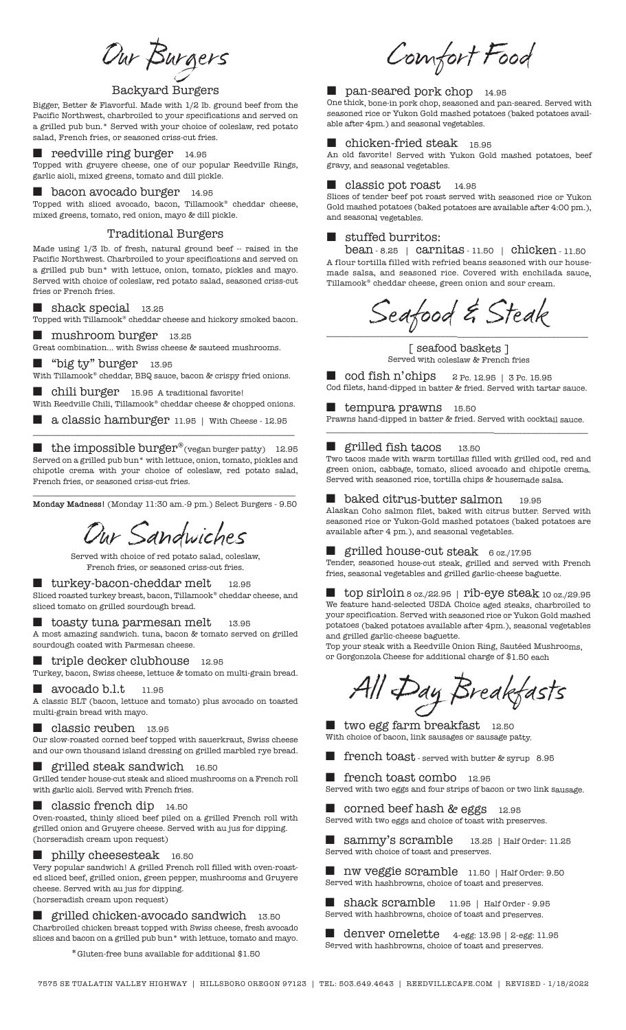# Our Burgers

## Backyard Burgers

Bigger, Better & Flavorful. Made with 1/2 lb. ground beef from the Pacific Northwest, charbroiled to your specifications and served on a grilled pub bun.* Served with your choice of coleslaw, red potato salad, French fries, or seasoned criss-cut fries.

■ **reedville ring burger** 14.95
Topped with gruyere cheese, one of our popular Reedville Rings, garlic aioli, mixed greens, tomato and dill pickle.

■ **bacon avocado burger** 14.95
Topped with sliced avocado, bacon, Tillamook® cheddar cheese, mixed greens, tomato, red onion, mayo & dill pickle.

## Traditional Burgers

Made using 1/3 lb. of fresh, natural ground beef -- raised in the Pacific Northwest. Charbroiled to your specifications and served on a grilled pub bun* with lettuce, onion, tomato, pickles and mayo. Served with choice of coleslaw, red potato salad, seasoned criss-cut fries or French fries.

■ **shack special** 13.25
Topped with Tillamook® cheddar cheese and hickory smoked bacon.

■ **mushroom burger** 13.25
Great combination... with Swiss cheese & sauteed mushrooms.

■ **"big ty" burger** 13.95
With Tillamook® cheddar, BBQ sauce, bacon & crispy fried onions.

■ **chili burger** 15.95 A traditional favorite!
With Reedville Chili, Tillamook® cheddar cheese & chopped onions.

■ **a classic hamburger** 11.95 | With Cheese - 12.95

■ **the impossible burger®** (vegan burger patty) 12.95
Served on a grilled pub bun* with lettuce, onion, tomato, pickles and chipotle crema with your choice of coleslaw, red potato salad, French fries, or seasoned criss-cut fries.

**Monday Madness!** (Monday 11:30 am.-9 pm.) Select Burgers - 9.50

# Our Sandwiches

Served with choice of red potato salad, coleslaw, French fries, or seasoned criss-cut fries.

■ **turkey-bacon-cheddar melt** 12.95
Sliced roasted turkey breast, bacon, Tillamook® cheddar cheese, and sliced tomato on grilled sourdough bread.

■ **toasty tuna parmesan melt** 13.95
A most amazing sandwich. tuna, bacon & tomato served on grilled sourdough coated with Parmesan cheese.

■ **triple decker clubhouse** 12.95
Turkey, bacon, Swiss cheese, lettuce & tomato on multi-grain bread.

■ **avocado b.l.t** 11.95
A classic BLT (bacon, lettuce and tomato) plus avocado on toasted multi-grain bread with mayo.

■ **classic reuben** 13.95
Our slow-roasted corned beef topped with sauerkraut, Swiss cheese and our own thousand island dressing on grilled marbled rye bread.

■ **grilled steak sandwich** 16.50
Grilled tender house-cut steak and sliced mushrooms on a French roll with garlic aioli. Served with French fries.

■ **classic french dip** 14.50
Oven-roasted, thinly sliced beef piled on a grilled French roll with grilled onion and Gruyere cheese. Served with au jus for dipping. (horseradish cream upon request)

■ **philly cheesesteak** 16.50
Very popular sandwich! A grilled French roll filled with oven-roasted sliced beef, grilled onion, green pepper, mushrooms and Gruyere cheese. Served with au jus for dipping.
(horseradish cream upon request)

■ **grilled chicken-avocado sandwich** 13.50
Charbroiled chicken breast topped with Swiss cheese, fresh avocado slices and bacon on a grilled pub bun* with lettuce, tomato and mayo.

*Gluten-free buns available for additional $1.50

# Comfort Food

■ **pan-seared pork chop** 14.95
One thick, bone-in pork chop, seasoned and pan-seared. Served with seasoned rice or Yukon Gold mashed potatoes (baked potatoes available after 4pm.) and seasonal vegetables.

■ **chicken-fried steak** 15.95
An old favorite! Served with Yukon Gold mashed potatoes, beef gravy, and seasonal vegetables.

■ **classic pot roast** 14.95
Slices of tender beef pot roast served with seasoned rice or Yukon Gold mashed potatoes (baked potatoes are available after 4:00 pm.), and seasonal vegetables.

■ **stuffed burritos:**
**bean** - 8.25 | **carnitas** - 11.50 | **chicken** - 11.50
A flour tortilla filled with refried beans seasoned with our house-made salsa, and seasoned rice. Covered with enchilada sauce, Tillamook® cheddar cheese, green onion and sour cream.

# Seafood & Steak

[ seafood baskets ]
Served with coleslaw & French fries

■ **cod fish n'chips** 2 Pc. 12.95 | 3 Pc. 15.95
Cod filets, hand-dipped in batter & fried. Served with tartar sauce.

■ **tempura prawns** 15.50
Prawns hand-dipped in batter & fried. Served with cocktail sauce.

■ **grilled fish tacos** 13.50
Two tacos made with warm tortillas filled with grilled cod, red and green onion, cabbage, tomato, sliced avocado and chipotle crema. Served with seasoned rice, tortilla chips & housemade salsa.

■ **baked citrus-butter salmon** 19.95
Alaskan Coho salmon filet, baked with citrus butter. Served with seasoned rice or Yukon-Gold mashed potatoes (baked potatoes are available after 4 pm.), and seasonal vegetables.

■ **grilled house-cut steak** 6 oz./17.95
Tender, seasoned house-cut steak, grilled and served with French fries, seasonal vegetables and grilled garlic-cheese baguette.

■ **top sirloin** 8 oz./22.95 | **rib-eye steak** 10 oz./29.95
We feature hand-selected USDA Choice aged steaks, charbroiled to your specification. Served with seasoned rice or Yukon Gold mashed potatoes (baked potatoes available after 4pm.), seasonal vegetables and grilled garlic-cheese baguette.
Top your steak with a Reedville Onion Ring, Sautéed Mushrooms, or Gorgonzola Cheese for additional charge of $1.50 each

# All Day Breakfasts

■ **two egg farm breakfast** 12.50
With choice of bacon, link sausages or sausage patty.

■ **french toast** - served with butter & syrup 8.95

■ **french toast combo** 12.95
Served with two eggs and four strips of bacon or two link sausage.

■ **corned beef hash & eggs** 12.95
Served with two eggs and choice of toast with preserves.

■ **sammy's scramble** 13.25 | Half Order: 11.25
Served with choice of toast and preserves.

■ **nw veggie scramble** 11.50 | Half Order: 9.50
Served with hashbrowns, choice of toast and preserves.

■ **shack scramble** 11.95 | Half Order - 9.95
Served with hashbrowns, choice of toast and preserves.

■ **denver omelette** 4-egg: 13.95 | 2-egg: 11.95
Served with hashbrowns, choice of toast and preserves.

7575 SE TUALATIN VALLEY HIGHWAY | HILLSBORO OREGON 97123 | TEL: 503.649.4643 | REEDVILLECAFE.COM | REVISED - 1/18/2022